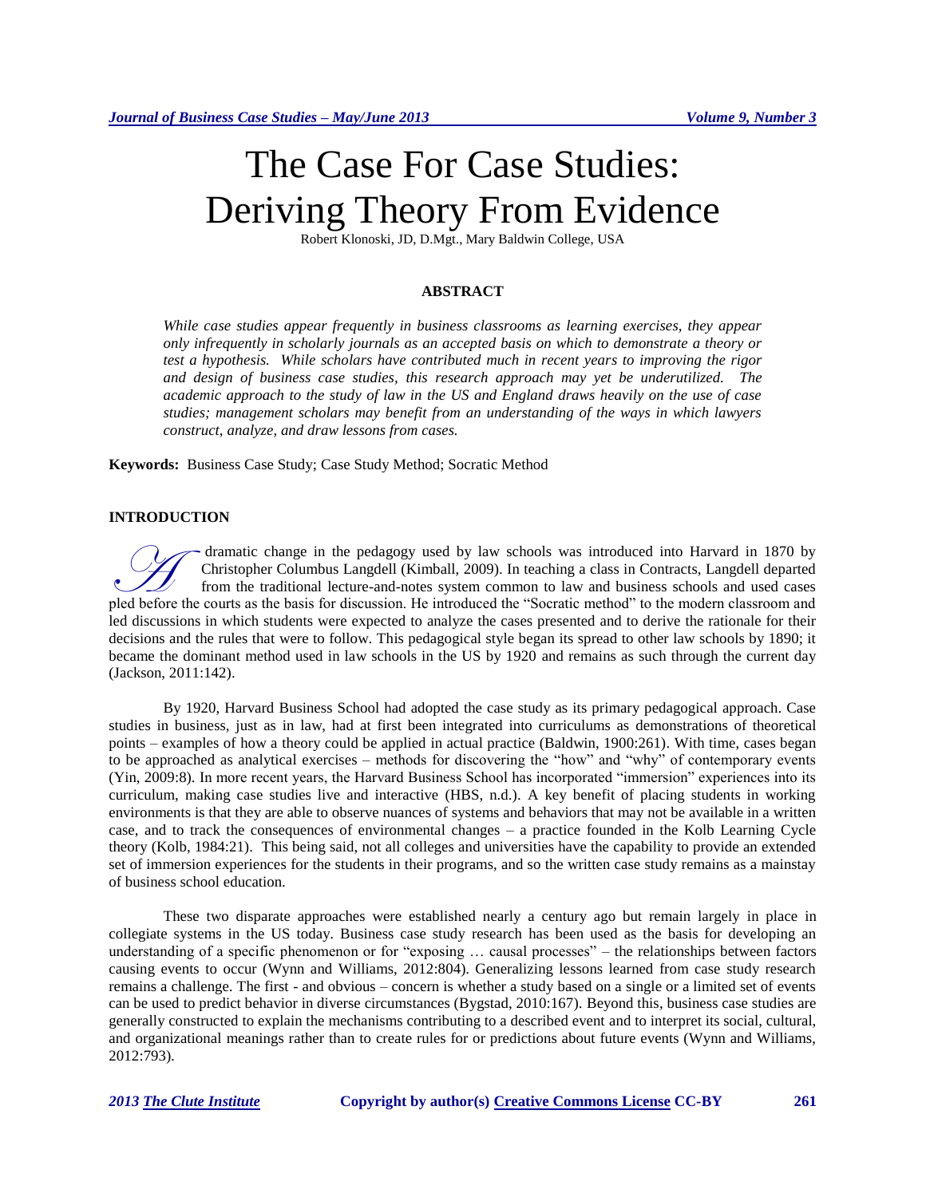# The Case For Case Studies: Deriving Theory From Evidence

Robert Klonoski, JD, D.Mgt., Mary Baldwin College, USA

## ABSTRACT

*While case studies appear frequently in business classrooms as learning exercises, they appear only infrequently in scholarly journals as an accepted basis on which to demonstrate a theory or test a hypothesis. While scholars have contributed much in recent years to improving the rigor and design of business case studies, this research approach may yet be underutilized. The academic approach to the study of law in the US and England draws heavily on the use of case studies; management scholars may benefit from an understanding of the ways in which lawyers construct, analyze, and draw lessons from cases.*

**Keywords:** Business Case Study; Case Study Method; Socratic Method

## INTRODUCTION

A dramatic change in the pedagogy used by law schools was introduced into Harvard in 1870 by Christopher Columbus Langdell (Kimball, 2009). In teaching a class in Contracts, Langdell departed from the traditional lecture-and-notes system common to law and business schools and used cases pled before the courts as the basis for discussion. He introduced the "Socratic method" to the modern classroom and led discussions in which students were expected to analyze the cases presented and to derive the rationale for their decisions and the rules that were to follow. This pedagogical style began its spread to other law schools by 1890; it became the dominant method used in law schools in the US by 1920 and remains as such through the current day (Jackson, 2011:142).

By 1920, Harvard Business School had adopted the case study as its primary pedagogical approach. Case studies in business, just as in law, had at first been integrated into curriculums as demonstrations of theoretical points – examples of how a theory could be applied in actual practice (Baldwin, 1900:261). With time, cases began to be approached as analytical exercises – methods for discovering the "how" and "why" of contemporary events (Yin, 2009:8). In more recent years, the Harvard Business School has incorporated "immersion" experiences into its curriculum, making case studies live and interactive (HBS, n.d.). A key benefit of placing students in working environments is that they are able to observe nuances of systems and behaviors that may not be available in a written case, and to track the consequences of environmental changes – a practice founded in the Kolb Learning Cycle theory (Kolb, 1984:21). This being said, not all colleges and universities have the capability to provide an extended set of immersion experiences for the students in their programs, and so the written case study remains as a mainstay of business school education.

These two disparate approaches were established nearly a century ago but remain largely in place in collegiate systems in the US today. Business case study research has been used as the basis for developing an understanding of a specific phenomenon or for "exposing … causal processes" – the relationships between factors causing events to occur (Wynn and Williams, 2012:804). Generalizing lessons learned from case study research remains a challenge. The first - and obvious – concern is whether a study based on a single or a limited set of events can be used to predict behavior in diverse circumstances (Bygstad, 2010:167). Beyond this, business case studies are generally constructed to explain the mechanisms contributing to a described event and to interpret its social, cultural, and organizational meanings rather than to create rules for or predictions about future events (Wynn and Williams, 2012:793).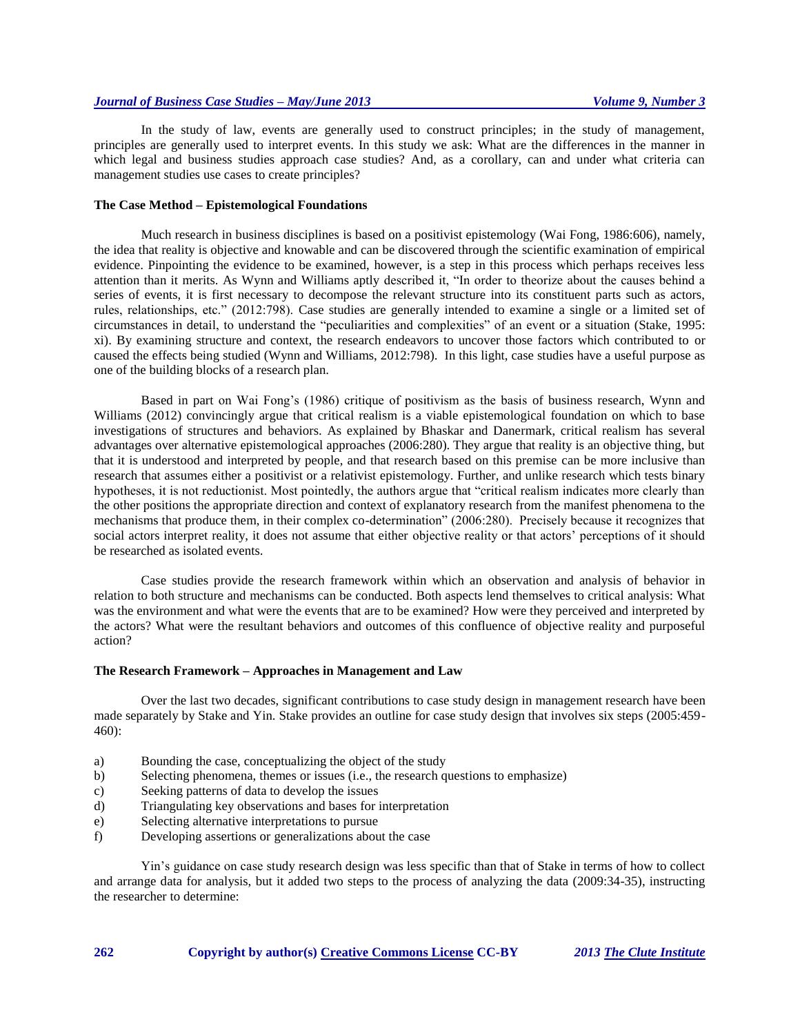In the study of law, events are generally used to construct principles; in the study of management, principles are generally used to interpret events. In this study we ask: What are the differences in the manner in which legal and business studies approach case studies? And, as a corollary, can and under what criteria can management studies use cases to create principles?

### The Case Method – Epistemological Foundations

Much research in business disciplines is based on a positivist epistemology (Wai Fong, 1986:606), namely, the idea that reality is objective and knowable and can be discovered through the scientific examination of empirical evidence. Pinpointing the evidence to be examined, however, is a step in this process which perhaps receives less attention than it merits. As Wynn and Williams aptly described it, "In order to theorize about the causes behind a series of events, it is first necessary to decompose the relevant structure into its constituent parts such as actors, rules, relationships, etc." (2012:798). Case studies are generally intended to examine a single or a limited set of circumstances in detail, to understand the "peculiarities and complexities" of an event or a situation (Stake, 1995: xi). By examining structure and context, the research endeavors to uncover those factors which contributed to or caused the effects being studied (Wynn and Williams, 2012:798). In this light, case studies have a useful purpose as one of the building blocks of a research plan.

Based in part on Wai Fong's (1986) critique of positivism as the basis of business research, Wynn and Williams (2012) convincingly argue that critical realism is a viable epistemological foundation on which to base investigations of structures and behaviors. As explained by Bhaskar and Danermark, critical realism has several advantages over alternative epistemological approaches (2006:280). They argue that reality is an objective thing, but that it is understood and interpreted by people, and that research based on this premise can be more inclusive than research that assumes either a positivist or a relativist epistemology. Further, and unlike research which tests binary hypotheses, it is not reductionist. Most pointedly, the authors argue that "critical realism indicates more clearly than the other positions the appropriate direction and context of explanatory research from the manifest phenomena to the mechanisms that produce them, in their complex co-determination" (2006:280). Precisely because it recognizes that social actors interpret reality, it does not assume that either objective reality or that actors' perceptions of it should be researched as isolated events.

Case studies provide the research framework within which an observation and analysis of behavior in relation to both structure and mechanisms can be conducted. Both aspects lend themselves to critical analysis: What was the environment and what were the events that are to be examined? How were they perceived and interpreted by the actors? What were the resultant behaviors and outcomes of this confluence of objective reality and purposeful action?

### The Research Framework – Approaches in Management and Law

Over the last two decades, significant contributions to case study design in management research have been made separately by Stake and Yin. Stake provides an outline for case study design that involves six steps (2005:459-460):

a) Bounding the case, conceptualizing the object of the study
b) Selecting phenomena, themes or issues (i.e., the research questions to emphasize)
c) Seeking patterns of data to develop the issues
d) Triangulating key observations and bases for interpretation
e) Selecting alternative interpretations to pursue
f) Developing assertions or generalizations about the case

Yin's guidance on case study research design was less specific than that of Stake in terms of how to collect and arrange data for analysis, but it added two steps to the process of analyzing the data (2009:34-35), instructing the researcher to determine: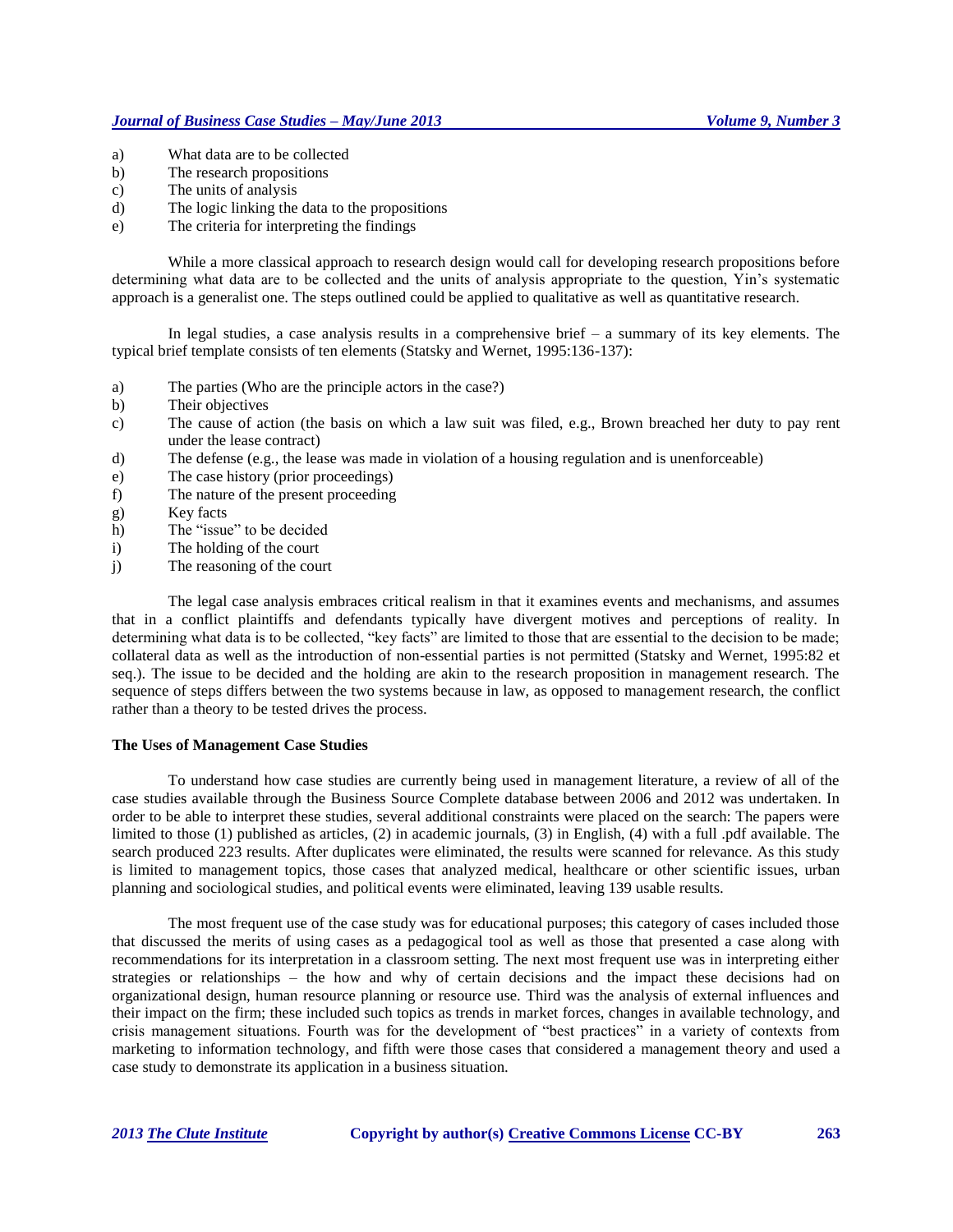a) What data are to be collected
b) The research propositions
c) The units of analysis
d) The logic linking the data to the propositions
e) The criteria for interpreting the findings

While a more classical approach to research design would call for developing research propositions before determining what data are to be collected and the units of analysis appropriate to the question, Yin's systematic approach is a generalist one. The steps outlined could be applied to qualitative as well as quantitative research.

In legal studies, a case analysis results in a comprehensive brief – a summary of its key elements. The typical brief template consists of ten elements (Statsky and Wernet, 1995:136-137):

a) The parties (Who are the principle actors in the case?)
b) Their objectives
c) The cause of action (the basis on which a law suit was filed, e.g., Brown breached her duty to pay rent under the lease contract)
d) The defense (e.g., the lease was made in violation of a housing regulation and is unenforceable)
e) The case history (prior proceedings)
f) The nature of the present proceeding
g) Key facts
h) The "issue" to be decided
i) The holding of the court
j) The reasoning of the court

The legal case analysis embraces critical realism in that it examines events and mechanisms, and assumes that in a conflict plaintiffs and defendants typically have divergent motives and perceptions of reality. In determining what data is to be collected, "key facts" are limited to those that are essential to the decision to be made; collateral data as well as the introduction of non-essential parties is not permitted (Statsky and Wernet, 1995:82 et seq.). The issue to be decided and the holding are akin to the research proposition in management research. The sequence of steps differs between the two systems because in law, as opposed to management research, the conflict rather than a theory to be tested drives the process.

**The Uses of Management Case Studies**

To understand how case studies are currently being used in management literature, a review of all of the case studies available through the Business Source Complete database between 2006 and 2012 was undertaken. In order to be able to interpret these studies, several additional constraints were placed on the search: The papers were limited to those (1) published as articles, (2) in academic journals, (3) in English, (4) with a full .pdf available. The search produced 223 results. After duplicates were eliminated, the results were scanned for relevance. As this study is limited to management topics, those cases that analyzed medical, healthcare or other scientific issues, urban planning and sociological studies, and political events were eliminated, leaving 139 usable results.

The most frequent use of the case study was for educational purposes; this category of cases included those that discussed the merits of using cases as a pedagogical tool as well as those that presented a case along with recommendations for its interpretation in a classroom setting. The next most frequent use was in interpreting either strategies or relationships – the how and why of certain decisions and the impact these decisions had on organizational design, human resource planning or resource use. Third was the analysis of external influences and their impact on the firm; these included such topics as trends in market forces, changes in available technology, and crisis management situations. Fourth was for the development of "best practices" in a variety of contexts from marketing to information technology, and fifth were those cases that considered a management theory and used a case study to demonstrate its application in a business situation.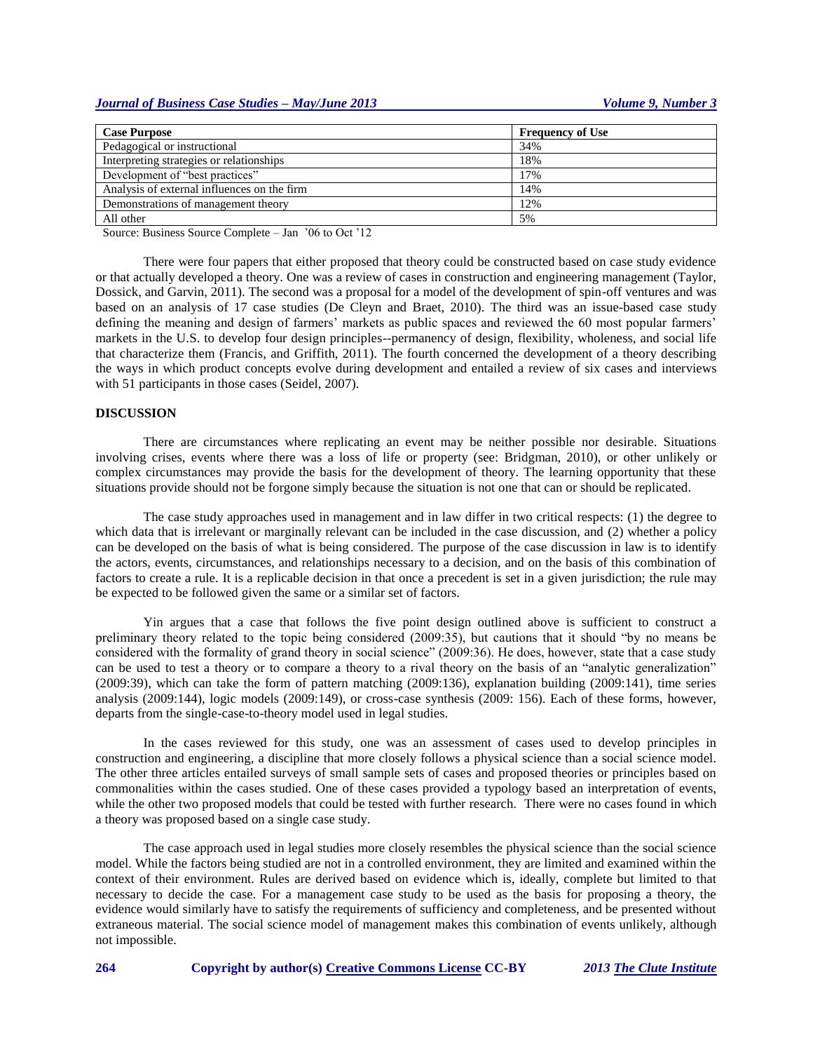| Case Purpose | Frequency of Use |
|---|---|
| Pedagogical or instructional | 34% |
| Interpreting strategies or relationships | 18% |
| Development of "best practices" | 17% |
| Analysis of external influences on the firm | 14% |
| Demonstrations of management theory | 12% |
| All other | 5% |

Source: Business Source Complete – Jan '06 to Oct '12

There were four papers that either proposed that theory could be constructed based on case study evidence or that actually developed a theory. One was a review of cases in construction and engineering management (Taylor, Dossick, and Garvin, 2011). The second was a proposal for a model of the development of spin-off ventures and was based on an analysis of 17 case studies (De Cleyn and Braet, 2010). The third was an issue-based case study defining the meaning and design of farmers' markets as public spaces and reviewed the 60 most popular farmers' markets in the U.S. to develop four design principles--permanency of design, flexibility, wholeness, and social life that characterize them (Francis, and Griffith, 2011). The fourth concerned the development of a theory describing the ways in which product concepts evolve during development and entailed a review of six cases and interviews with 51 participants in those cases (Seidel, 2007).

## DISCUSSION

There are circumstances where replicating an event may be neither possible nor desirable. Situations involving crises, events where there was a loss of life or property (see: Bridgman, 2010), or other unlikely or complex circumstances may provide the basis for the development of theory. The learning opportunity that these situations provide should not be forgone simply because the situation is not one that can or should be replicated.

The case study approaches used in management and in law differ in two critical respects: (1) the degree to which data that is irrelevant or marginally relevant can be included in the case discussion, and (2) whether a policy can be developed on the basis of what is being considered. The purpose of the case discussion in law is to identify the actors, events, circumstances, and relationships necessary to a decision, and on the basis of this combination of factors to create a rule. It is a replicable decision in that once a precedent is set in a given jurisdiction; the rule may be expected to be followed given the same or a similar set of factors.

Yin argues that a case that follows the five point design outlined above is sufficient to construct a preliminary theory related to the topic being considered (2009:35), but cautions that it should "by no means be considered with the formality of grand theory in social science" (2009:36). He does, however, state that a case study can be used to test a theory or to compare a theory to a rival theory on the basis of an "analytic generalization" (2009:39), which can take the form of pattern matching (2009:136), explanation building (2009:141), time series analysis (2009:144), logic models (2009:149), or cross-case synthesis (2009: 156). Each of these forms, however, departs from the single-case-to-theory model used in legal studies.

In the cases reviewed for this study, one was an assessment of cases used to develop principles in construction and engineering, a discipline that more closely follows a physical science than a social science model. The other three articles entailed surveys of small sample sets of cases and proposed theories or principles based on commonalities within the cases studied. One of these cases provided a typology based an interpretation of events, while the other two proposed models that could be tested with further research. There were no cases found in which a theory was proposed based on a single case study.

The case approach used in legal studies more closely resembles the physical science than the social science model. While the factors being studied are not in a controlled environment, they are limited and examined within the context of their environment. Rules are derived based on evidence which is, ideally, complete but limited to that necessary to decide the case. For a management case study to be used as the basis for proposing a theory, the evidence would similarly have to satisfy the requirements of sufficiency and completeness, and be presented without extraneous material. The social science model of management makes this combination of events unlikely, although not impossible.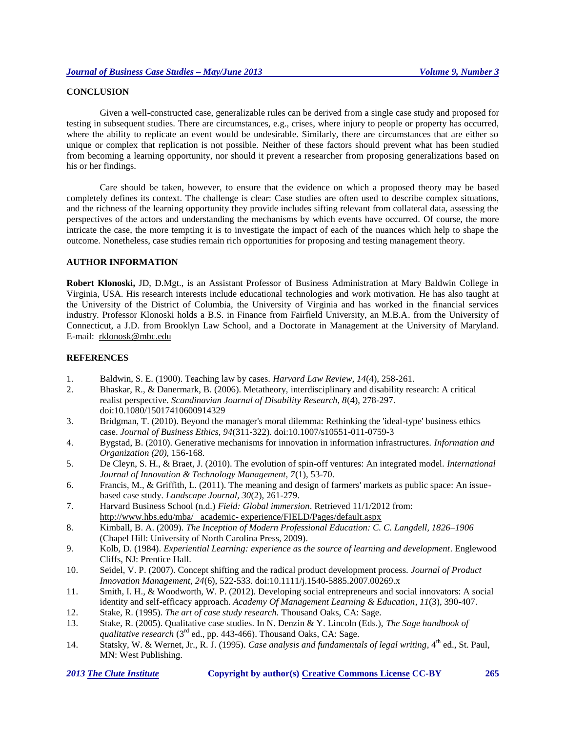## CONCLUSION

Given a well-constructed case, generalizable rules can be derived from a single case study and proposed for testing in subsequent studies. There are circumstances, e.g., crises, where injury to people or property has occurred, where the ability to replicate an event would be undesirable. Similarly, there are circumstances that are either so unique or complex that replication is not possible. Neither of these factors should prevent what has been studied from becoming a learning opportunity, nor should it prevent a researcher from proposing generalizations based on his or her findings.

Care should be taken, however, to ensure that the evidence on which a proposed theory may be based completely defines its context. The challenge is clear: Case studies are often used to describe complex situations, and the richness of the learning opportunity they provide includes sifting relevant from collateral data, assessing the perspectives of the actors and understanding the mechanisms by which events have occurred. Of course, the more intricate the case, the more tempting it is to investigate the impact of each of the nuances which help to shape the outcome. Nonetheless, case studies remain rich opportunities for proposing and testing management theory.

## AUTHOR INFORMATION

**Robert Klonoski,** JD, D.Mgt., is an Assistant Professor of Business Administration at Mary Baldwin College in Virginia, USA. His research interests include educational technologies and work motivation. He has also taught at the University of the District of Columbia, the University of Virginia and has worked in the financial services industry. Professor Klonoski holds a B.S. in Finance from Fairfield University, an M.B.A. from the University of Connecticut, a J.D. from Brooklyn Law School, and a Doctorate in Management at the University of Maryland. E-mail: rklonosk@mbc.edu

## REFERENCES

1. Baldwin, S. E. (1900). Teaching law by cases. *Harvard Law Review, 14*(4), 258-261.
2. Bhaskar, R., & Danermark, B. (2006). Metatheory, interdisciplinary and disability research: A critical realist perspective. *Scandinavian Journal of Disability Research, 8*(4), 278-297. doi:10.1080/15017410600914329
3. Bridgman, T. (2010). Beyond the manager's moral dilemma: Rethinking the 'ideal-type' business ethics case. *Journal of Business Ethics, 94*(311-322). doi:10.1007/s10551-011-0759-3
4. Bygstad, B. (2010). Generative mechanisms for innovation in information infrastructures. *Information and Organization (20),* 156-168.
5. De Cleyn, S. H., & Braet, J. (2010). The evolution of spin-off ventures: An integrated model. *International Journal of Innovation & Technology Management, 7*(1), 53-70.
6. Francis, M., & Griffith, L. (2011). The meaning and design of farmers' markets as public space: An issue-based case study. *Landscape Journal, 30*(2), 261-279.
7. Harvard Business School (n.d.) *Field: Global immersion*. Retrieved 11/1/2012 from: http://www.hbs.edu/mba/ academic- experience/FIELD/Pages/default.aspx
8. Kimball, B. A. (2009). *The Inception of Modern Professional Education: C. C. Langdell, 1826–1906* (Chapel Hill: University of North Carolina Press, 2009).
9. Kolb, D. (1984). *Experiential Learning: experience as the source of learning and development*. Englewood Cliffs, NJ: Prentice Hall.
10. Seidel, V. P. (2007). Concept shifting and the radical product development process. *Journal of Product Innovation Management, 24*(6), 522-533. doi:10.1111/j.1540-5885.2007.00269.x
11. Smith, I. H., & Woodworth, W. P. (2012). Developing social entrepreneurs and social innovators: A social identity and self-efficacy approach. *Academy Of Management Learning & Education, 11*(3), 390-407.
12. Stake, R. (1995). *The art of case study research.* Thousand Oaks, CA: Sage.
13. Stake, R. (2005). Qualitative case studies. In N. Denzin & Y. Lincoln (Eds.), *The Sage handbook of qualitative research* (3rd ed., pp. 443-466). Thousand Oaks, CA: Sage.
14. Statsky, W. & Wernet, Jr., R. J. (1995). *Case analysis and fundamentals of legal writing*, 4th ed., St. Paul, MN: West Publishing.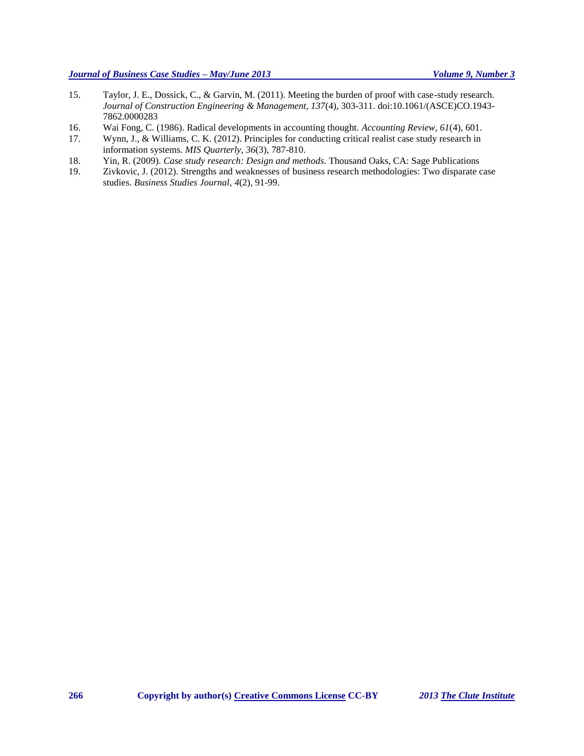15. Taylor, J. E., Dossick, C., & Garvin, M. (2011). Meeting the burden of proof with case-study research. *Journal of Construction Engineering & Management*, *137*(4), 303-311. doi:10.1061/(ASCE)CO.1943-7862.0000283
16. Wai Fong, C. (1986). Radical developments in accounting thought. *Accounting Review*, *61*(4), 601.
17. Wynn, J., & Williams, C. K. (2012). Principles for conducting critical realist case study research in information systems. *MIS Quarterly*, *36*(3), 787-810.
18. Yin, R. (2009). *Case study research: Design and methods.* Thousand Oaks, CA: Sage Publications
19. Zivkovic, J. (2012). Strengths and weaknesses of business research methodologies: Two disparate case studies. *Business Studies Journal*, *4*(2), 91-99.